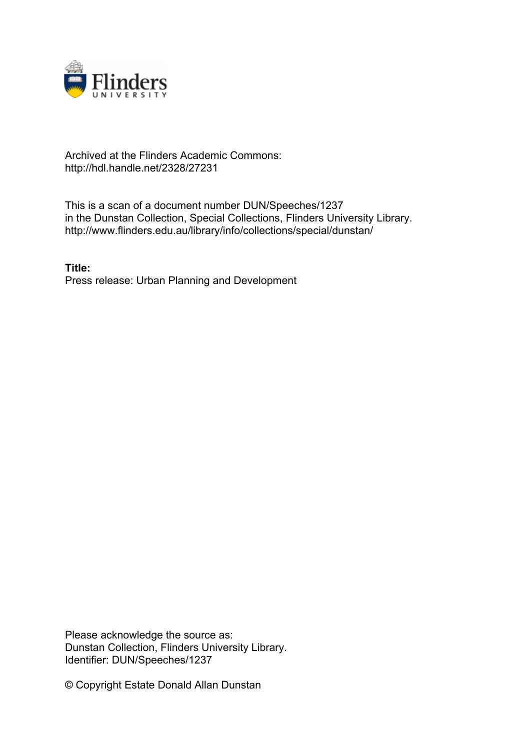Archived at the Flinders Academic Commons:
http://hdl.handle.net/2328/27231

This is a scan of a document number DUN/Speeches/1237
in the Dunstan Collection, Special Collections, Flinders University Library.
http://www.flinders.edu.au/library/info/collections/special/dunstan/

**Title:**
Press release: Urban Planning and Development

Please acknowledge the source as:
Dunstan Collection, Flinders University Library.
Identifier: DUN/Speeches/1237

© Copyright Estate Donald Allan Dunstan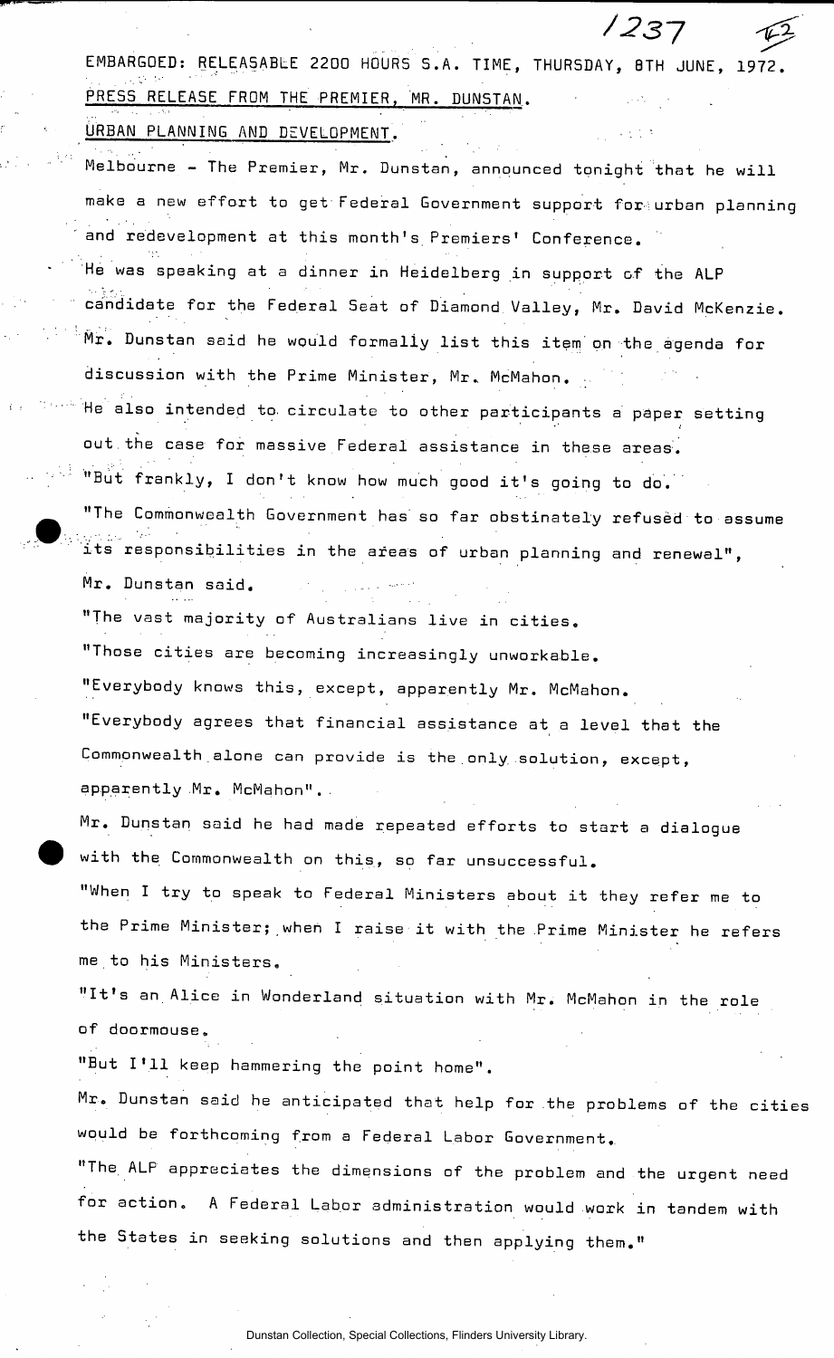EMBARGOED: RELEASABLE 2200 HOURS S.A. TIME, THURSDAY, 8TH JUNE, 1972.

PRESS RELEASE FROM THE PREMIER, MR. DUNSTAN.

URBAN PLANNING AND DEVELOPMENT.

Melbourne - The Premier, Mr. Dunstan, announced tonight that he will make a new effort to get Federal Government support for urban planning and redevelopment at this month's Premiers' Conference.

He was speaking at a dinner in Heidelberg in support of the ALP candidate for the Federal Seat of Diamond Valley, Mr. David McKenzie.

Mr. Dunstan said he would formally list this item on the agenda for discussion with the Prime Minister, Mr. McMahon.

He also intended to circulate to other participants a paper setting out the case for massive Federal assistance in these areas.

"But frankly, I don't know how much good it's going to do.

"The Commonwealth Government has so far obstinately refused to assume its responsibilities in the areas of urban planning and renewal", Mr. Dunstan said.

"The vast majority of Australians live in cities.

"Those cities are becoming increasingly unworkable.

"Everybody knows this, except, apparently Mr. McMahon.

"Everybody agrees that financial assistance at a level that the Commonwealth alone can provide is the only solution, except, apparently Mr. McMahon".

Mr. Dunstan said he had made repeated efforts to start a dialogue with the Commonwealth on this, so far unsuccessful.

"When I try to speak to Federal Ministers about it they refer me to the Prime Minister; when I raise it with the Prime Minister he refers me to his Ministers.

"It's an Alice in Wonderland situation with Mr. McMahon in the role of doormouse.

"But I'll keep hammering the point home".

Mr. Dunstan said he anticipated that help for the problems of the cities would be forthcoming from a Federal Labor Government.

"The ALP appreciates the dimensions of the problem and the urgent need for action. A Federal Labor administration would work in tandem with the States in seeking solutions and then applying them."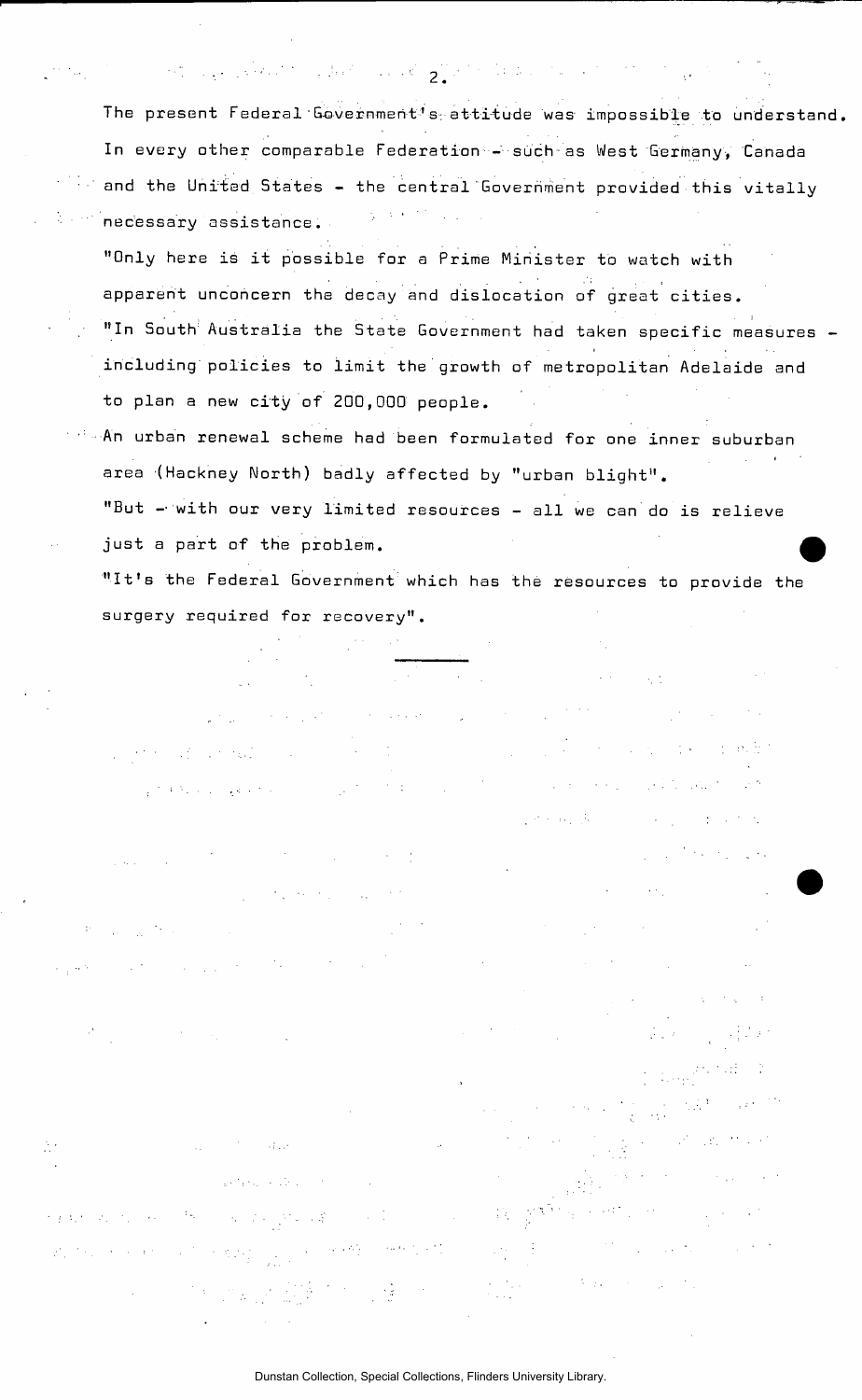The present Federal Government's attitude was impossible to understand. In every other comparable Federation - such as West Germany, Canada and the United States - the central Government provided this vitally necessary assistance.

"Only here is it possible for a Prime Minister to watch with apparent unconcern the decay and dislocation of great cities.

"In South Australia the State Government had taken specific measures - including policies to limit the growth of metropolitan Adelaide and to plan a new city of 200,000 people.

An urban renewal scheme had been formulated for one inner suburban area (Hackney North) badly affected by "urban blight".

"But - with our very limited resources - all we can do is relieve just a part of the problem.

"It's the Federal Government which has the resources to provide the surgery required for recovery".

---

Dunstan Collection, Special Collections, Flinders University Library.